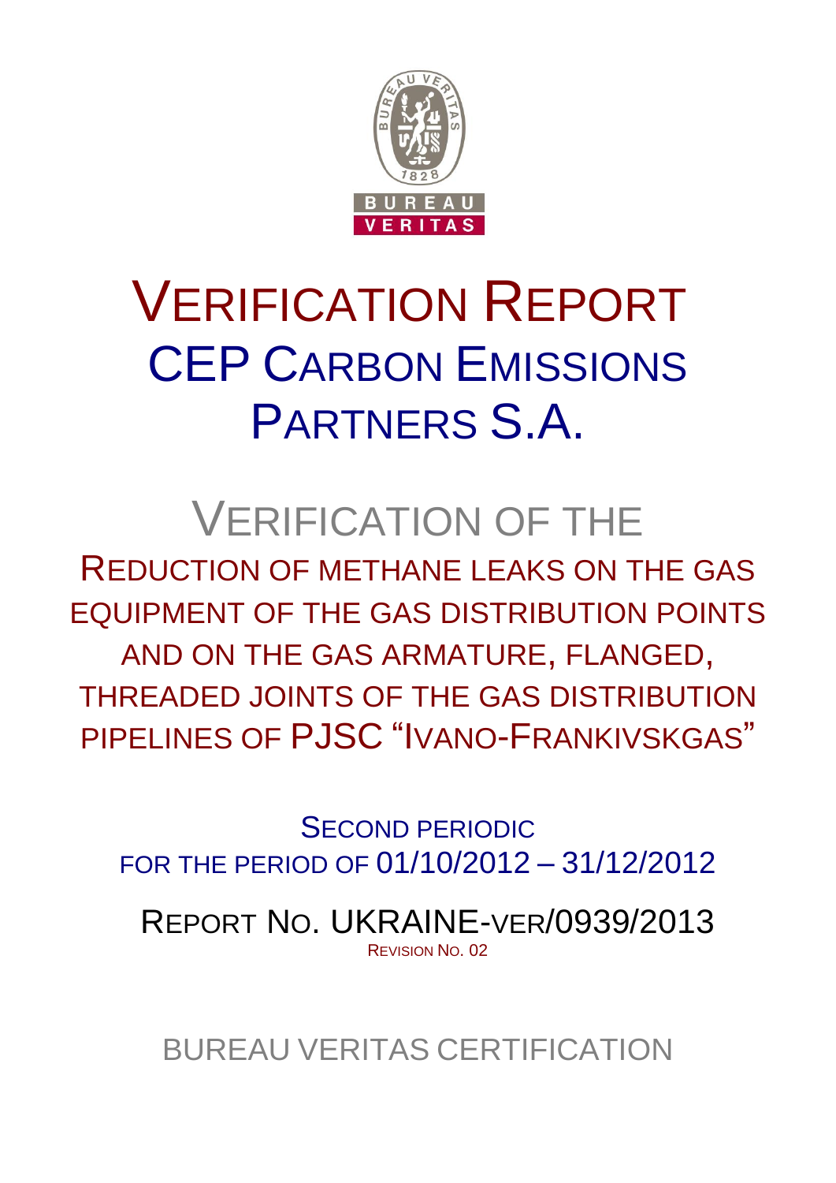# VERIFICATION REPORT

# CEP CARBON EMISSIONS PARTNERS S.A.

## VERIFICATION OF THE

## REDUCTION OF METHANE LEAKS ON THE GAS EQUIPMENT OF THE GAS DISTRIBUTION POINTS AND ON THE GAS ARMATURE, FLANGED, THREADED JOINTS OF THE GAS DISTRIBUTION PIPELINES OF PJSC "IVANO-FRANKIVSKGAS"

SECOND PERIODIC
FOR THE PERIOD OF 01/10/2012 – 31/12/2012

REPORT NO. UKRAINE-VER/0939/2013

REVISION NO. 02

BUREAU VERITAS CERTIFICATION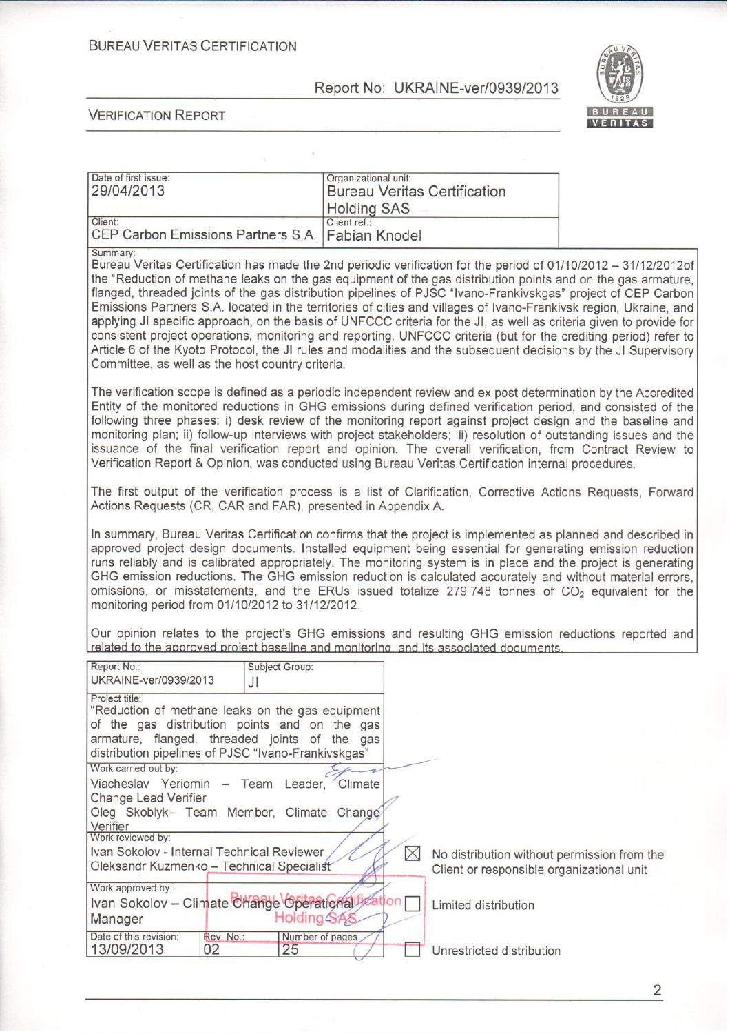BUREAU VERITAS CERTIFICATION

Report No: UKRAINE-ver/0939/2013

VERIFICATION REPORT

| Date of first issue: 29/04/2013 | Organizational unit: Bureau Veritas Certification Holding SAS |
|---|---|
| Client: CEP Carbon Emissions Partners S.A. | Client ref.: Fabian Knodel |

Summary:

Bureau Veritas Certification has made the 2nd periodic verification for the period of 01/10/2012 – 31/12/2012of the "Reduction of methane leaks on the gas equipment of the gas distribution points and on the gas armature, flanged, threaded joints of the gas distribution pipelines of PJSC "Ivano-Frankivskgas" project of CEP Carbon Emissions Partners S.A. located in the territories of cities and villages of Ivano-Frankivsk region, Ukraine, and applying JI specific approach, on the basis of UNFCCC criteria for the JI, as well as criteria given to provide for consistent project operations, monitoring and reporting. UNFCCC criteria (but for the crediting period) refer to Article 6 of the Kyoto Protocol, the JI rules and modalities and the subsequent decisions by the JI Supervisory Committee, as well as the host country criteria.

The verification scope is defined as a periodic independent review and ex post determination by the Accredited Entity of the monitored reductions in GHG emissions during defined verification period, and consisted of the following three phases: i) desk review of the monitoring report against project design and the baseline and monitoring plan; ii) follow-up interviews with project stakeholders; iii) resolution of outstanding issues and the issuance of the final verification report and opinion. The overall verification, from Contract Review to Verification Report & Opinion, was conducted using Bureau Veritas Certification internal procedures.

The first output of the verification process is a list of Clarification, Corrective Actions Requests, Forward Actions Requests (CR, CAR and FAR), presented in Appendix A.

In summary, Bureau Veritas Certification confirms that the project is implemented as planned and described in approved project design documents. Installed equipment being essential for generating emission reduction runs reliably and is calibrated appropriately. The monitoring system is in place and the project is generating GHG emission reductions. The GHG emission reduction is calculated accurately and without material errors, omissions, or misstatements, and the ERUs issued totalize 279 748 tonnes of $CO_2$ equivalent for the monitoring period from 01/10/2012 to 31/12/2012.

Our opinion relates to the project's GHG emissions and resulting GHG emission reductions reported and related to the approved project baseline and monitoring, and its associated documents.

| Report No.: UKRAINE-ver/0939/2013 | Subject Group: JI |
|---|---|
| Project title: "Reduction of methane leaks on the gas equipment of the gas distribution points and on the gas armature, flanged, threaded joints of the gas distribution pipelines of PJSC "Ivano-Frankivskgas" | |
| Work carried out by: Viacheslav Yeriomin – Team Leader, Climate Change Lead Verifier; Oleg Skoblyk– Team Member, Climate Change Verifier | |
| Work reviewed by: Ivan Sokolov - Internal Technical Reviewer; Oleksandr Kuzmenko – Technical Specialist | |
| Work approved by: Ivan Sokolov – Climate Change Operational Manager | |
| Date of this revision: 13/09/2013 | Rev. No.: 02 / Number of pages: 25 |

- [x] No distribution without permission from the Client or responsible organizational unit
- [ ] Limited distribution
- [ ] Unrestricted distribution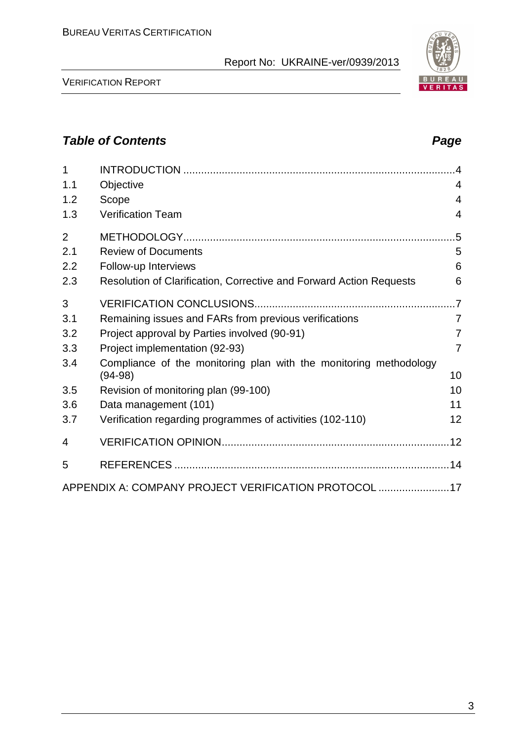## *Table of Contents* *Page*

| | | |
|---|---|---|
| 1 | INTRODUCTION | 4 |
| 1.1 | Objective | 4 |
| 1.2 | Scope | 4 |
| 1.3 | Verification Team | 4 |
| 2 | METHODOLOGY | 5 |
| 2.1 | Review of Documents | 5 |
| 2.2 | Follow-up Interviews | 6 |
| 2.3 | Resolution of Clarification, Corrective and Forward Action Requests | 6 |
| 3 | VERIFICATION CONCLUSIONS | 7 |
| 3.1 | Remaining issues and FARs from previous verifications | 7 |
| 3.2 | Project approval by Parties involved (90-91) | 7 |
| 3.3 | Project implementation (92-93) | 7 |
| 3.4 | Compliance of the monitoring plan with the monitoring methodology (94-98) | 10 |
| 3.5 | Revision of monitoring plan (99-100) | 10 |
| 3.6 | Data management (101) | 11 |
| 3.7 | Verification regarding programmes of activities (102-110) | 12 |
| 4 | VERIFICATION OPINION | 12 |
| 5 | REFERENCES | 14 |
| | APPENDIX A: COMPANY PROJECT VERIFICATION PROTOCOL | 17 |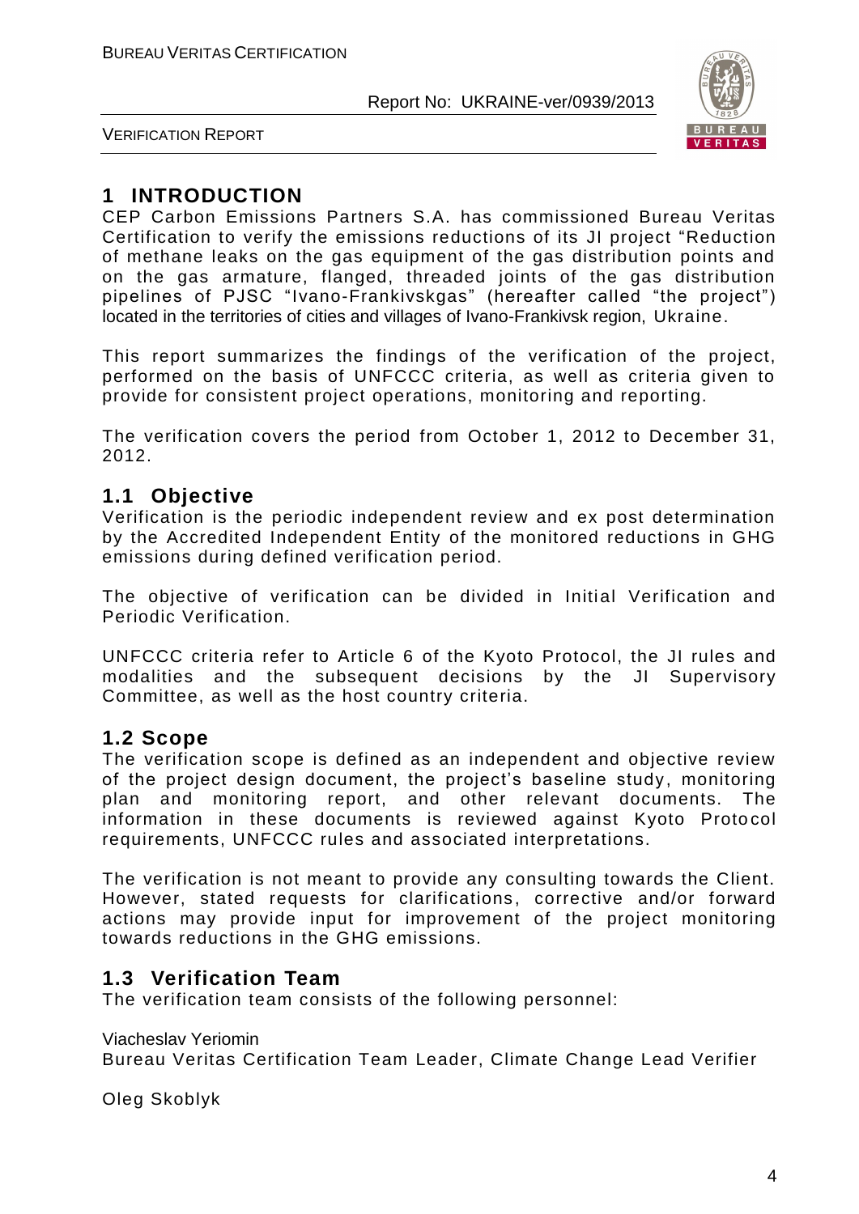# 1 INTRODUCTION

CEP Carbon Emissions Partners S.A. has commissioned Bureau Veritas Certification to verify the emissions reductions of its JI project "Reduction of methane leaks on the gas equipment of the gas distribution points and on the gas armature, flanged, threaded joints of the gas distribution pipelines of PJSC "Ivano-Frankivskgas" (hereafter called "the project") located in the territories of cities and villages of Ivano-Frankivsk region, Ukraine.

This report summarizes the findings of the verification of the project, performed on the basis of UNFCCC criteria, as well as criteria given to provide for consistent project operations, monitoring and reporting.

The verification covers the period from October 1, 2012 to December 31, 2012.

## 1.1 Objective

Verification is the periodic independent review and ex post determination by the Accredited Independent Entity of the monitored reductions in GHG emissions during defined verification period.

The objective of verification can be divided in Initial Verification and Periodic Verification.

UNFCCC criteria refer to Article 6 of the Kyoto Protocol, the JI rules and modalities and the subsequent decisions by the JI Supervisory Committee, as well as the host country criteria.

## 1.2 Scope

The verification scope is defined as an independent and objective review of the project design document, the project's baseline study, monitoring plan and monitoring report, and other relevant documents. The information in these documents is reviewed against Kyoto Protocol requirements, UNFCCC rules and associated interpretations.

The verification is not meant to provide any consulting towards the Client. However, stated requests for clarifications, corrective and/or forward actions may provide input for improvement of the project monitoring towards reductions in the GHG emissions.

## 1.3 Verification Team

The verification team consists of the following personnel:

Viacheslav Yeriomin
Bureau Veritas Certification Team Leader, Climate Change Lead Verifier

Oleg Skoblyk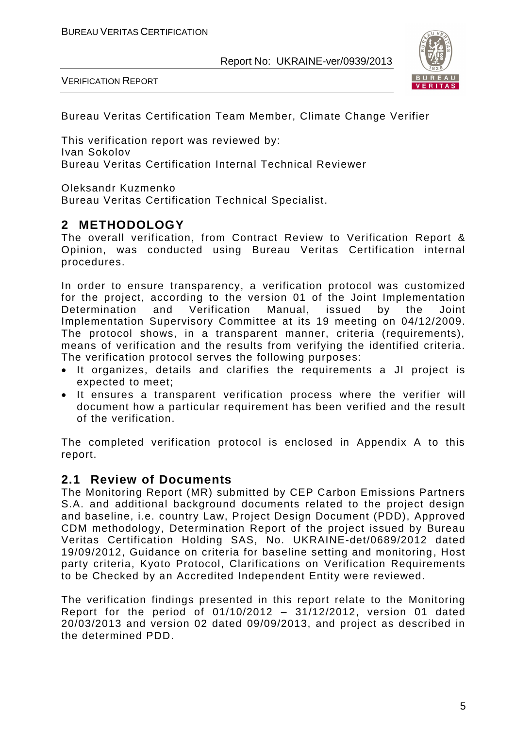Bureau Veritas Certification Team Member, Climate Change Verifier

This verification report was reviewed by:
Ivan Sokolov
Bureau Veritas Certification Internal Technical Reviewer

Oleksandr Kuzmenko
Bureau Veritas Certification Technical Specialist.

## 2 METHODOLOGY

The overall verification, from Contract Review to Verification Report & Opinion, was conducted using Bureau Veritas Certification internal procedures.

In order to ensure transparency, a verification protocol was customized for the project, according to the version 01 of the Joint Implementation Determination and Verification Manual, issued by the Joint Implementation Supervisory Committee at its 19 meeting on 04/12/2009. The protocol shows, in a transparent manner, criteria (requirements), means of verification and the results from verifying the identified criteria. The verification protocol serves the following purposes:

- It organizes, details and clarifies the requirements a JI project is expected to meet;
- It ensures a transparent verification process where the verifier will document how a particular requirement has been verified and the result of the verification.

The completed verification protocol is enclosed in Appendix A to this report.

### 2.1 Review of Documents

The Monitoring Report (MR) submitted by CEP Carbon Emissions Partners S.A. and additional background documents related to the project design and baseline, i.e. country Law, Project Design Document (PDD), Approved CDM methodology, Determination Report of the project issued by Bureau Veritas Certification Holding SAS, No. UKRAINE-det/0689/2012 dated 19/09/2012, Guidance on criteria for baseline setting and monitoring, Host party criteria, Kyoto Protocol, Clarifications on Verification Requirements to be Checked by an Accredited Independent Entity were reviewed.

The verification findings presented in this report relate to the Monitoring Report for the period of 01/10/2012 – 31/12/2012, version 01 dated 20/03/2013 and version 02 dated 09/09/2013, and project as described in the determined PDD.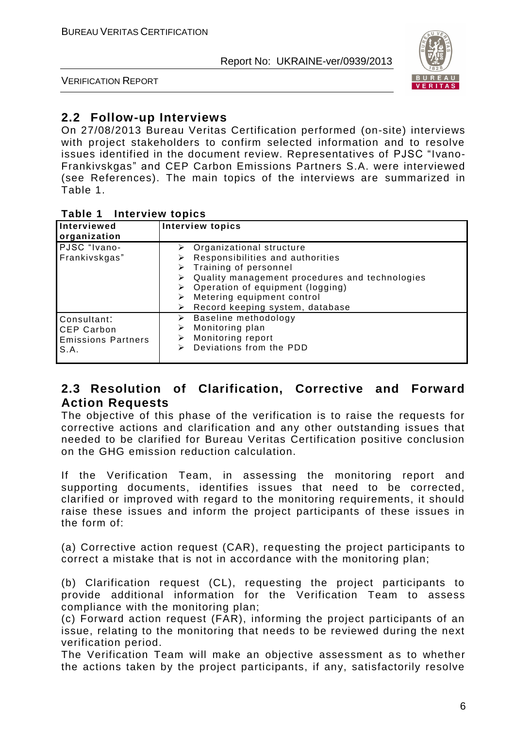## 2.2 Follow-up Interviews

On 27/08/2013 Bureau Veritas Certification performed (on-site) interviews with project stakeholders to confirm selected information and to resolve issues identified in the document review. Representatives of PJSC "Ivano-Frankivskgas" and CEP Carbon Emissions Partners S.A. were interviewed (see References). The main topics of the interviews are summarized in Table 1.

**Table 1 Interview topics**

| Interviewed organization | Interview topics |
|---|---|
| PJSC "Ivano-Frankivskgas" | ➢ Organizational structure<br>➢ Responsibilities and authorities<br>➢ Training of personnel<br>➢ Quality management procedures and technologies<br>➢ Operation of equipment (logging)<br>➢ Metering equipment control<br>➢ Record keeping system, database |
| Consultant: CEP Carbon Emissions Partners S.A. | ➢ Baseline methodology<br>➢ Monitoring plan<br>➢ Monitoring report<br>➢ Deviations from the PDD |

## 2.3 Resolution of Clarification, Corrective and Forward Action Requests

The objective of this phase of the verification is to raise the requests for corrective actions and clarification and any other outstanding issues that needed to be clarified for Bureau Veritas Certification positive conclusion on the GHG emission reduction calculation.

If the Verification Team, in assessing the monitoring report and supporting documents, identifies issues that need to be corrected, clarified or improved with regard to the monitoring requirements, it should raise these issues and inform the project participants of these issues in the form of:

(a) Corrective action request (CAR), requesting the project participants to correct a mistake that is not in accordance with the monitoring plan;

(b) Clarification request (CL), requesting the project participants to provide additional information for the Verification Team to assess compliance with the monitoring plan;

(c) Forward action request (FAR), informing the project participants of an issue, relating to the monitoring that needs to be reviewed during the next verification period.

The Verification Team will make an objective assessment as to whether the actions taken by the project participants, if any, satisfactorily resolve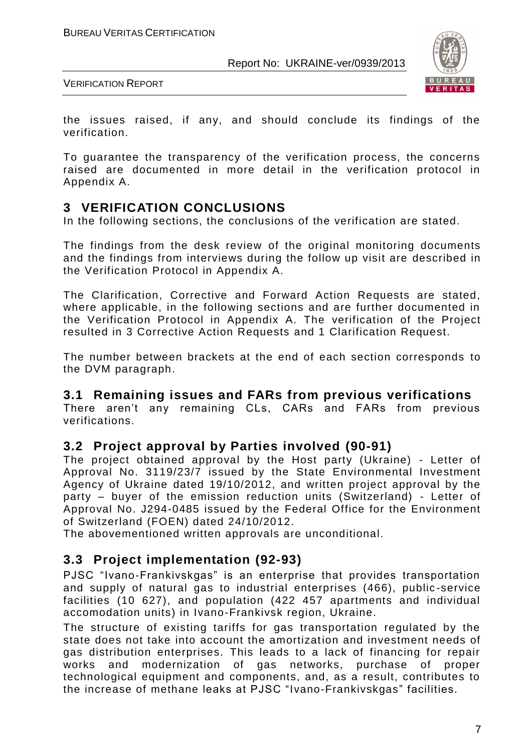the issues raised, if any, and should conclude its findings of the verification.

To guarantee the transparency of the verification process, the concerns raised are documented in more detail in the verification protocol in Appendix A.

# 3 VERIFICATION CONCLUSIONS

In the following sections, the conclusions of the verification are stated.

The findings from the desk review of the original monitoring documents and the findings from interviews during the follow up visit are described in the Verification Protocol in Appendix A.

The Clarification, Corrective and Forward Action Requests are stated, where applicable, in the following sections and are further documented in the Verification Protocol in Appendix A. The verification of the Project resulted in 3 Corrective Action Requests and 1 Clarification Request.

The number between brackets at the end of each section corresponds to the DVM paragraph.

## 3.1 Remaining issues and FARs from previous verifications

There aren't any remaining CLs, CARs and FARs from previous verifications.

## 3.2 Project approval by Parties involved (90-91)

The project obtained approval by the Host party (Ukraine) - Letter of Approval No. 3119/23/7 issued by the State Environmental Investment Agency of Ukraine dated 19/10/2012, and written project approval by the party – buyer of the emission reduction units (Switzerland) - Letter of Approval No. J294-0485 issued by the Federal Office for the Environment of Switzerland (FOEN) dated 24/10/2012.

The abovementioned written approvals are unconditional.

## 3.3 Project implementation (92-93)

PJSC "Ivano-Frankivskgas" is an enterprise that provides transportation and supply of natural gas to industrial enterprises (466), public-service facilities (10 627), and population (422 457 apartments and individual accomodation units) in Ivano-Frankivsk region, Ukraine.

The structure of existing tariffs for gas transportation regulated by the state does not take into account the amortization and investment needs of gas distribution enterprises. This leads to a lack of financing for repair works and modernization of gas networks, purchase of proper technological equipment and components, and, as a result, contributes to the increase of methane leaks at PJSC "Ivano-Frankivskgas" facilities.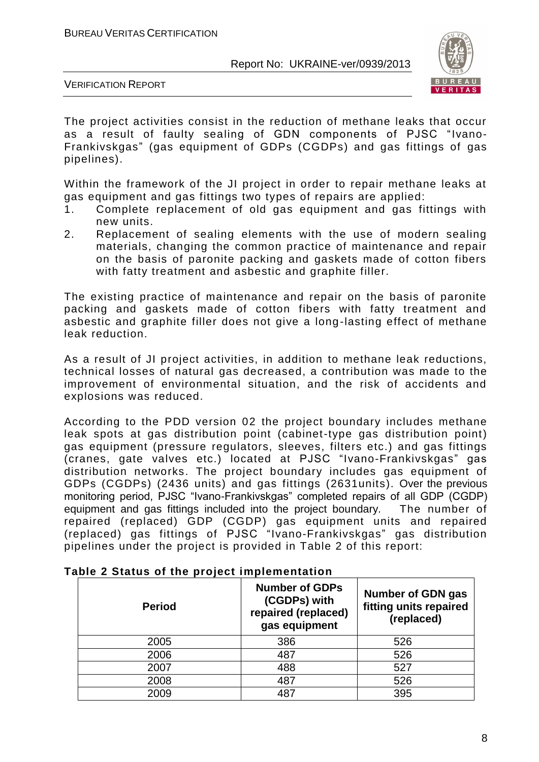The project activities consist in the reduction of methane leaks that occur as a result of faulty sealing of GDN components of PJSC "Ivano-Frankivskgas" (gas equipment of GDPs (CGDPs) and gas fittings of gas pipelines).

Within the framework of the JI project in order to repair methane leaks at gas equipment and gas fittings two types of repairs are applied:

1. Complete replacement of old gas equipment and gas fittings with new units.
2. Replacement of sealing elements with the use of modern sealing materials, changing the common practice of maintenance and repair on the basis of paronite packing and gaskets made of cotton fibers with fatty treatment and asbestic and graphite filler.

The existing practice of maintenance and repair on the basis of paronite packing and gaskets made of cotton fibers with fatty treatment and asbestic and graphite filler does not give a long-lasting effect of methane leak reduction.

As a result of JI project activities, in addition to methane leak reductions, technical losses of natural gas decreased, a contribution was made to the improvement of environmental situation, and the risk of accidents and explosions was reduced.

According to the PDD version 02 the project boundary includes methane leak spots at gas distribution point (cabinet-type gas distribution point) gas equipment (pressure regulators, sleeves, filters etc.) and gas fittings (cranes, gate valves etc.) located at PJSC "Ivano-Frankivskgas" gas distribution networks. The project boundary includes gas equipment of GDPs (CGDPs) (2436 units) and gas fittings (2631units). Over the previous monitoring period, PJSC "Ivano-Frankivskgas" completed repairs of all GDP (CGDP) equipment and gas fittings included into the project boundary. The number of repaired (replaced) GDP (CGDP) gas equipment units and repaired (replaced) gas fittings of PJSC "Ivano-Frankivskgas" gas distribution pipelines under the project is provided in Table 2 of this report:

**Table 2 Status of the project implementation**

| Period | Number of GDPs (CGDPs) with repaired (replaced) gas equipment | Number of GDN gas fitting units repaired (replaced) |
|---|---|---|
| 2005 | 386 | 526 |
| 2006 | 487 | 526 |
| 2007 | 488 | 527 |
| 2008 | 487 | 526 |
| 2009 | 487 | 395 |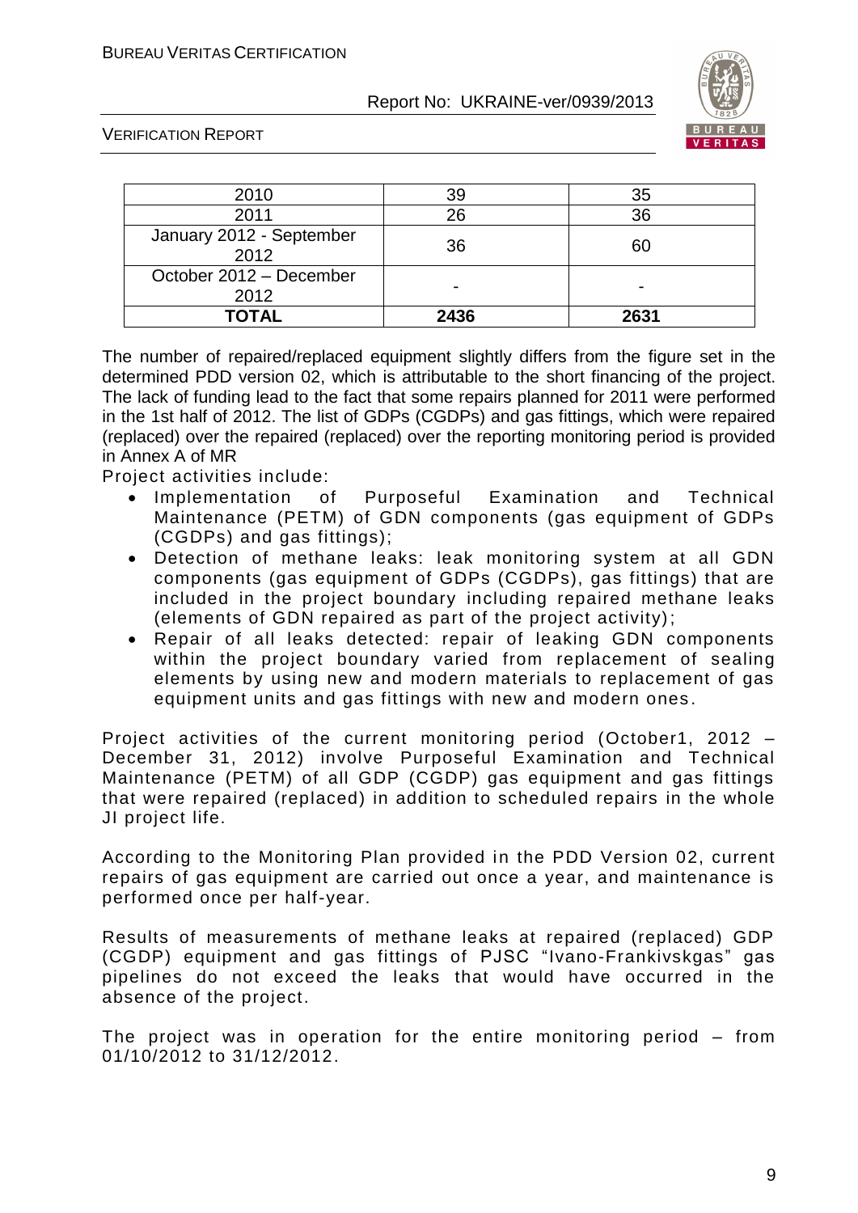| 2010 | 39 | 35 |
|---|---|---|
| 2011 | 26 | 36 |
| January 2012 - September 2012 | 36 | 60 |
| October 2012 – December 2012 | - | - |
| **TOTAL** | **2436** | **2631** |

The number of repaired/replaced equipment slightly differs from the figure set in the determined PDD version 02, which is attributable to the short financing of the project. The lack of funding lead to the fact that some repairs planned for 2011 were performed in the 1st half of 2012. The list of GDPs (CGDPs) and gas fittings, which were repaired (replaced) over the repaired (replaced) over the reporting monitoring period is provided in Annex A of MR

Project activities include:

- Implementation of Purposeful Examination and Technical Maintenance (PETM) of GDN components (gas equipment of GDPs (CGDPs) and gas fittings);
- Detection of methane leaks: leak monitoring system at all GDN components (gas equipment of GDPs (CGDPs), gas fittings) that are included in the project boundary including repaired methane leaks (elements of GDN repaired as part of the project activity);
- Repair of all leaks detected: repair of leaking GDN components within the project boundary varied from replacement of sealing elements by using new and modern materials to replacement of gas equipment units and gas fittings with new and modern ones.

Project activities of the current monitoring period (October1, 2012 – December 31, 2012) involve Purposeful Examination and Technical Maintenance (PETM) of all GDP (CGDP) gas equipment and gas fittings that were repaired (replaced) in addition to scheduled repairs in the whole JI project life.

According to the Monitoring Plan provided in the PDD Version 02, current repairs of gas equipment are carried out once a year, and maintenance is performed once per half-year.

Results of measurements of methane leaks at repaired (replaced) GDP (CGDP) equipment and gas fittings of PJSC "Ivano-Frankivskgas" gas pipelines do not exceed the leaks that would have occurred in the absence of the project.

The project was in operation for the entire monitoring period – from 01/10/2012 to 31/12/2012.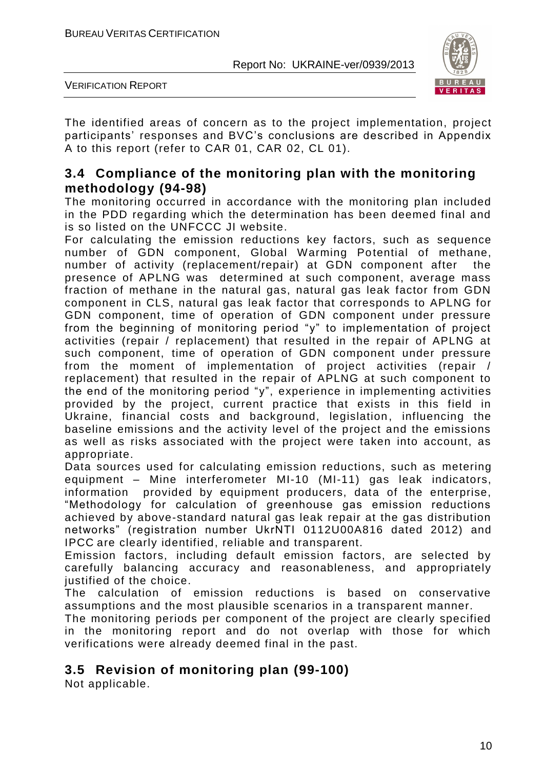The identified areas of concern as to the project implementation, project participants' responses and BVC's conclusions are described in Appendix A to this report (refer to CAR 01, CAR 02, CL 01).

## 3.4 Compliance of the monitoring plan with the monitoring methodology (94-98)

The monitoring occurred in accordance with the monitoring plan included in the PDD regarding which the determination has been deemed final and is so listed on the UNFCCC JI website.

For calculating the emission reductions key factors, such as sequence number of GDN component, Global Warming Potential of methane, number of activity (replacement/repair) at GDN component after the presence of APLNG was determined at such component, average mass fraction of methane in the natural gas, natural gas leak factor from GDN component in CLS, natural gas leak factor that corresponds to APLNG for GDN component, time of operation of GDN component under pressure from the beginning of monitoring period "y" to implementation of project activities (repair / replacement) that resulted in the repair of APLNG at such component, time of operation of GDN component under pressure from the moment of implementation of project activities (repair / replacement) that resulted in the repair of APLNG at such component to the end of the monitoring period "y", experience in implementing activities provided by the project, current practice that exists in this field in Ukraine, financial costs and background, legislation, influencing the baseline emissions and the activity level of the project and the emissions as well as risks associated with the project were taken into account, as appropriate.

Data sources used for calculating emission reductions, such as metering equipment – Mine interferometer MI-10 (MI-11) gas leak indicators, information provided by equipment producers, data of the enterprise, "Methodology for calculation of greenhouse gas emission reductions achieved by above-standard natural gas leak repair at the gas distribution networks" (registration number UkrNTI 0112U00A816 dated 2012) and IPCC are clearly identified, reliable and transparent.

Emission factors, including default emission factors, are selected by carefully balancing accuracy and reasonableness, and appropriately justified of the choice.

The calculation of emission reductions is based on conservative assumptions and the most plausible scenarios in a transparent manner.

The monitoring periods per component of the project are clearly specified in the monitoring report and do not overlap with those for which verifications were already deemed final in the past.

## 3.5 Revision of monitoring plan (99-100)

Not applicable.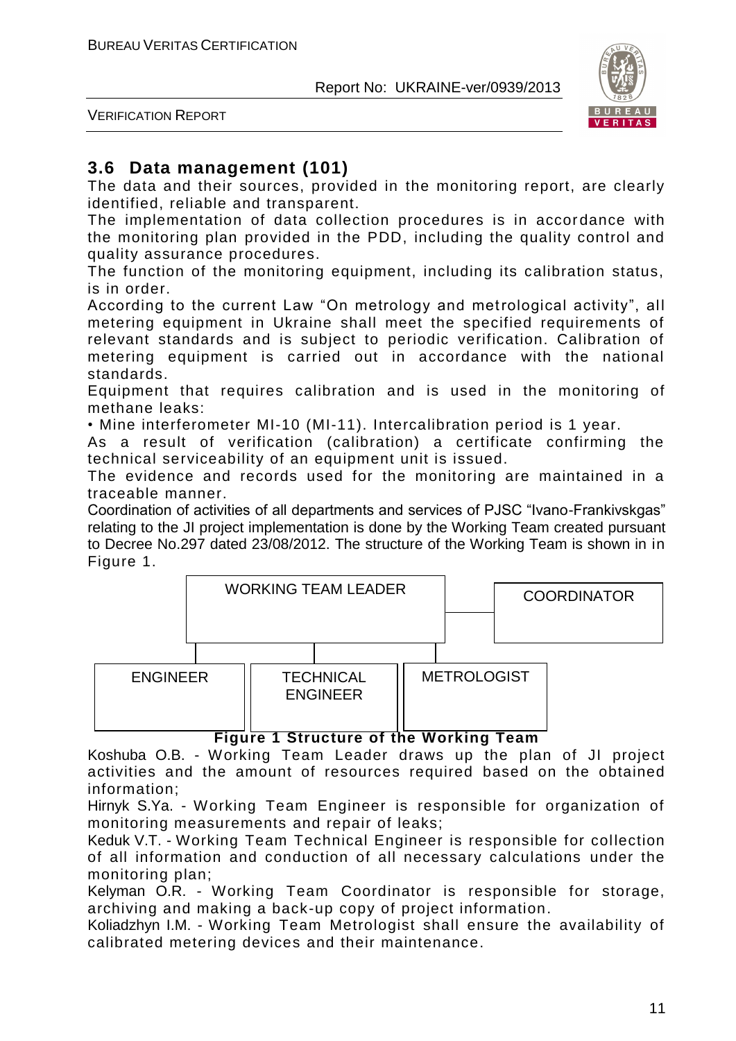## 3.6 Data management (101)

The data and their sources, provided in the monitoring report, are clearly identified, reliable and transparent.

The implementation of data collection procedures is in accordance with the monitoring plan provided in the PDD, including the quality control and quality assurance procedures.

The function of the monitoring equipment, including its calibration status, is in order.

According to the current Law "On metrology and metrological activity", all metering equipment in Ukraine shall meet the specified requirements of relevant standards and is subject to periodic verification. Calibration of metering equipment is carried out in accordance with the national standards.

Equipment that requires calibration and is used in the monitoring of methane leaks:

• Mine interferometer MI-10 (MI-11). Intercalibration period is 1 year.

As a result of verification (calibration) a certificate confirming the technical serviceability of an equipment unit is issued.

The evidence and records used for the monitoring are maintained in a traceable manner.

Coordination of activities of all departments and services of PJSC "Ivano-Frankivskgas" relating to the JI project implementation is done by the Working Team created pursuant to Decree No.297 dated 23/08/2012. The structure of the Working Team is shown in in Figure 1.

WORKING TEAM LEADER — COORDINATOR

ENGINEER | TECHNICAL ENGINEER | METROLOGIST

**Figure 1 Structure of the Working Team**

Koshuba O.B. - Working Team Leader draws up the plan of JI project activities and the amount of resources required based on the obtained information;

Hirnyk S.Ya. - Working Team Engineer is responsible for organization of monitoring measurements and repair of leaks;

Keduk V.T. - Working Team Technical Engineer is responsible for collection of all information and conduction of all necessary calculations under the monitoring plan;

Kelyman O.R. - Working Team Coordinator is responsible for storage, archiving and making a back-up copy of project information.

Koliadzhyn I.M. - Working Team Metrologist shall ensure the availability of calibrated metering devices and their maintenance.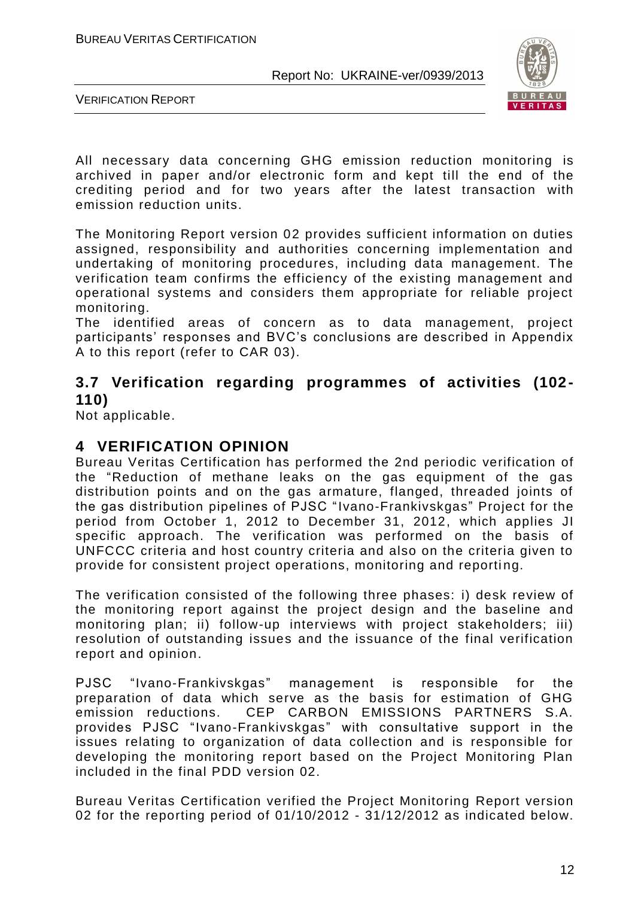All necessary data concerning GHG emission reduction monitoring is archived in paper and/or electronic form and kept till the end of the crediting period and for two years after the latest transaction with emission reduction units.

The Monitoring Report version 02 provides sufficient information on duties assigned, responsibility and authorities concerning implementation and undertaking of monitoring procedures, including data management. The verification team confirms the efficiency of the existing management and operational systems and considers them appropriate for reliable project monitoring.

The identified areas of concern as to data management, project participants' responses and BVC's conclusions are described in Appendix A to this report (refer to CAR 03).

## 3.7 Verification regarding programmes of activities (102-110)

Not applicable.

# 4 VERIFICATION OPINION

Bureau Veritas Certification has performed the 2nd periodic verification of the "Reduction of methane leaks on the gas equipment of the gas distribution points and on the gas armature, flanged, threaded joints of the gas distribution pipelines of PJSC "Ivano-Frankivskgas" Project for the period from October 1, 2012 to December 31, 2012, which applies JI specific approach. The verification was performed on the basis of UNFCCC criteria and host country criteria and also on the criteria given to provide for consistent project operations, monitoring and reporting.

The verification consisted of the following three phases: i) desk review of the monitoring report against the project design and the baseline and monitoring plan; ii) follow-up interviews with project stakeholders; iii) resolution of outstanding issues and the issuance of the final verification report and opinion.

PJSC "Ivano-Frankivskgas" management is responsible for the preparation of data which serve as the basis for estimation of GHG emission reductions. CEP CARBON EMISSIONS PARTNERS S.A. provides PJSC "Ivano-Frankivskgas" with consultative support in the issues relating to organization of data collection and is responsible for developing the monitoring report based on the Project Monitoring Plan included in the final PDD version 02.

Bureau Veritas Certification verified the Project Monitoring Report version 02 for the reporting period of 01/10/2012 - 31/12/2012 as indicated below.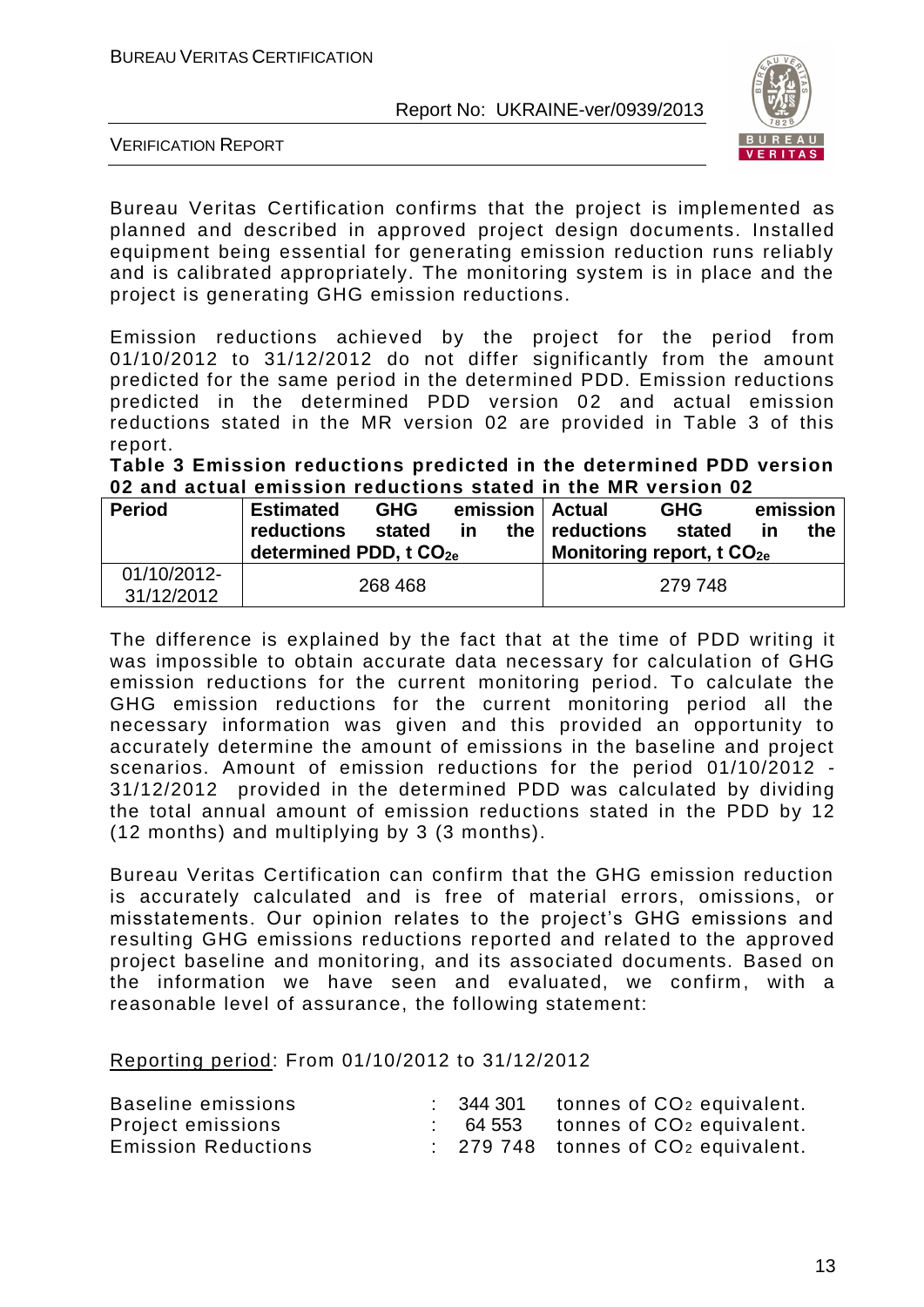Bureau Veritas Certification confirms that the project is implemented as planned and described in approved project design documents. Installed equipment being essential for generating emission reduction runs reliably and is calibrated appropriately. The monitoring system is in place and the project is generating GHG emission reductions.

Emission reductions achieved by the project for the period from 01/10/2012 to 31/12/2012 do not differ significantly from the amount predicted for the same period in the determined PDD. Emission reductions predicted in the determined PDD version 02 and actual emission reductions stated in the MR version 02 are provided in Table 3 of this report.

**Table 3 Emission reductions predicted in the determined PDD version 02 and actual emission reductions stated in the MR version 02**

| Period | Estimated GHG emission reductions stated in the determined PDD, t $CO_{2e}$ | Actual GHG emission reductions stated in the Monitoring report, t $CO_{2e}$ |
|---|---|---|
| 01/10/2012-31/12/2012 | 268 468 | 279 748 |

The difference is explained by the fact that at the time of PDD writing it was impossible to obtain accurate data necessary for calculation of GHG emission reductions for the current monitoring period. To calculate the GHG emission reductions for the current monitoring period all the necessary information was given and this provided an opportunity to accurately determine the amount of emissions in the baseline and project scenarios. Amount of emission reductions for the period 01/10/2012 - 31/12/2012 provided in the determined PDD was calculated by dividing the total annual amount of emission reductions stated in the PDD by 12 (12 months) and multiplying by 3 (3 months).

Bureau Veritas Certification can confirm that the GHG emission reduction is accurately calculated and is free of material errors, omissions, or misstatements. Our opinion relates to the project's GHG emissions and resulting GHG emissions reductions reported and related to the approved project baseline and monitoring, and its associated documents. Based on the information we have seen and evaluated, we confirm, with a reasonable level of assurance, the following statement:

Reporting period: From 01/10/2012 to 31/12/2012

| | | |
|---|---|---|
| Baseline emissions | : 344 301 | tonnes of $CO_2$ equivalent. |
| Project emissions | : 64 553 | tonnes of $CO_2$ equivalent. |
| Emission Reductions | : 279 748 | tonnes of $CO_2$ equivalent. |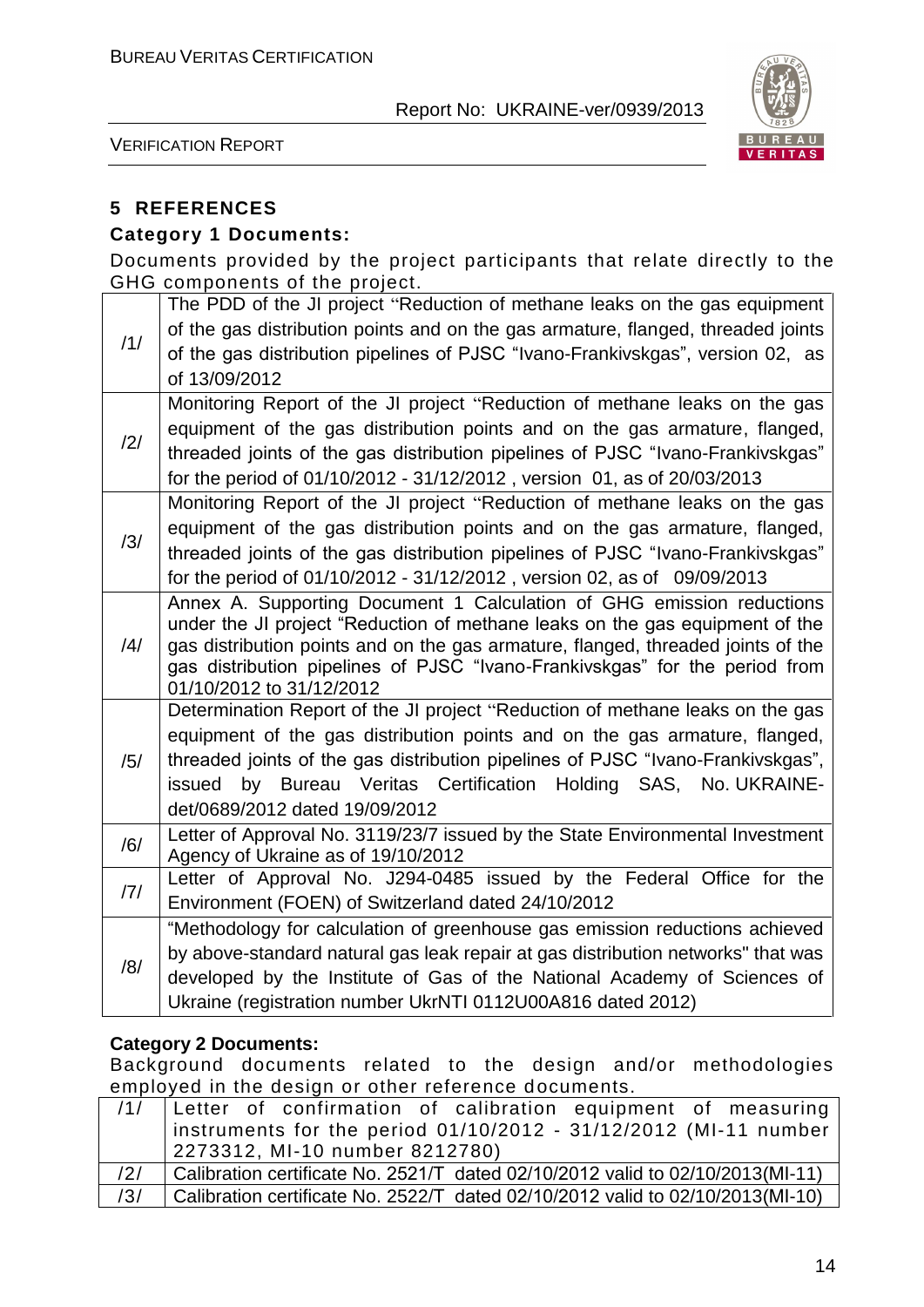## 5 REFERENCES

### Category 1 Documents:

Documents provided by the project participants that relate directly to the GHG components of the project.

| | |
|---|---|
| /1/ | The PDD of the JI project "Reduction of methane leaks on the gas equipment of the gas distribution points and on the gas armature, flanged, threaded joints of the gas distribution pipelines of PJSC "Ivano-Frankivskgas", version 02, as of 13/09/2012 |
| /2/ | Monitoring Report of the JI project "Reduction of methane leaks on the gas equipment of the gas distribution points and on the gas armature, flanged, threaded joints of the gas distribution pipelines of PJSC "Ivano-Frankivskgas" for the period of 01/10/2012 - 31/12/2012 , version 01, as of 20/03/2013 |
| /3/ | Monitoring Report of the JI project "Reduction of methane leaks on the gas equipment of the gas distribution points and on the gas armature, flanged, threaded joints of the gas distribution pipelines of PJSC "Ivano-Frankivskgas" for the period of 01/10/2012 - 31/12/2012 , version 02, as of 09/09/2013 |
| /4/ | Annex A. Supporting Document 1 Calculation of GHG emission reductions under the JI project "Reduction of methane leaks on the gas equipment of the gas distribution points and on the gas armature, flanged, threaded joints of the gas distribution pipelines of PJSC "Ivano-Frankivskgas" for the period from 01/10/2012 to 31/12/2012 |
| /5/ | Determination Report of the JI project "Reduction of methane leaks on the gas equipment of the gas distribution points and on the gas armature, flanged, threaded joints of the gas distribution pipelines of PJSC "Ivano-Frankivskgas", issued by Bureau Veritas Certification Holding SAS, No. UKRAINE-det/0689/2012 dated 19/09/2012 |
| /6/ | Letter of Approval No. 3119/23/7 issued by the State Environmental Investment Agency of Ukraine as of 19/10/2012 |
| /7/ | Letter of Approval No. J294-0485 issued by the Federal Office for the Environment (FOEN) of Switzerland dated 24/10/2012 |
| /8/ | "Methodology for calculation of greenhouse gas emission reductions achieved by above-standard natural gas leak repair at gas distribution networks" that was developed by the Institute of Gas of the National Academy of Sciences of Ukraine (registration number UkrNTI 0112U00A816 dated 2012) |

### Category 2 Documents:

Background documents related to the design and/or methodologies employed in the design or other reference documents.

| | |
|---|---|
| /1/ | Letter of confirmation of calibration equipment of measuring instruments for the period 01/10/2012 - 31/12/2012 (MI-11 number 2273312, MI-10 number 8212780) |
| /2/ | Calibration certificate No. 2521/T dated 02/10/2012 valid to 02/10/2013(MI-11) |
| /3/ | Calibration certificate No. 2522/T dated 02/10/2012 valid to 02/10/2013(MI-10) |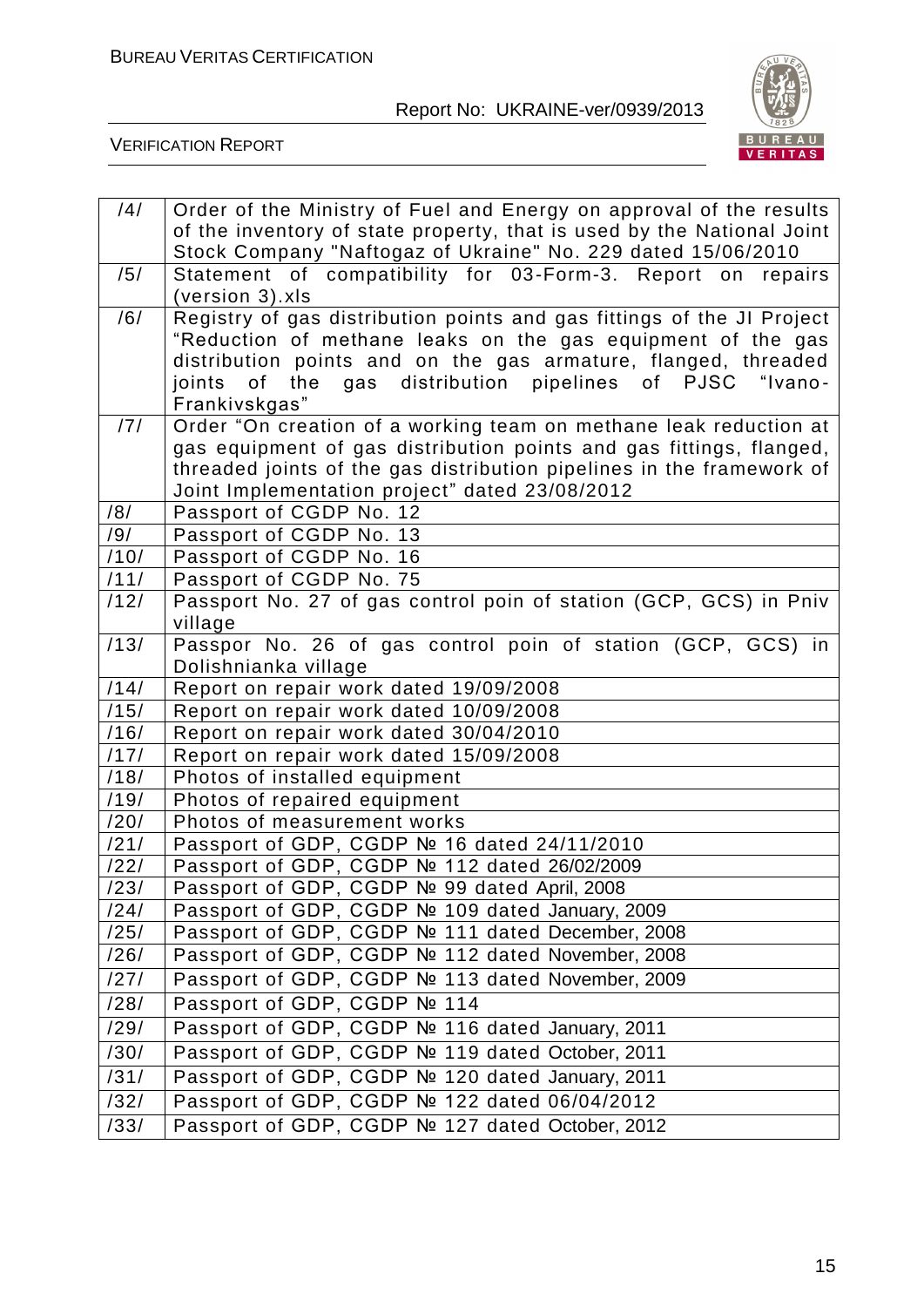| | |
|---|---|
| /4/ | Order of the Ministry of Fuel and Energy on approval of the results of the inventory of state property, that is used by the National Joint Stock Company "Naftogaz of Ukraine" No. 229 dated 15/06/2010 |
| /5/ | Statement of compatibility for 03-Form-3. Report on repairs (version 3).xls |
| /6/ | Registry of gas distribution points and gas fittings of the JI Project "Reduction of methane leaks on the gas equipment of the gas distribution points and on the gas armature, flanged, threaded joints of the gas distribution pipelines of PJSC "Ivano-Frankivskgas" |
| /7/ | Order "On creation of a working team on methane leak reduction at gas equipment of gas distribution points and gas fittings, flanged, threaded joints of the gas distribution pipelines in the framework of Joint Implementation project" dated 23/08/2012 |
| /8/ | Passport of CGDP No. 12 |
| /9/ | Passport of CGDP No. 13 |
| /10/ | Passport of CGDP No. 16 |
| /11/ | Passport of CGDP No. 75 |
| /12/ | Passport No. 27 of gas control poin of station (GCP, GCS) in Pniv village |
| /13/ | Passpor No. 26 of gas control poin of station (GCP, GCS) in Dolishnianka village |
| /14/ | Report on repair work dated 19/09/2008 |
| /15/ | Report on repair work dated 10/09/2008 |
| /16/ | Report on repair work dated 30/04/2010 |
| /17/ | Report on repair work dated 15/09/2008 |
| /18/ | Photos of installed equipment |
| /19/ | Photos of repaired equipment |
| /20/ | Photos of measurement works |
| /21/ | Passport of GDP, CGDP № 16 dated 24/11/2010 |
| /22/ | Passport of GDP, CGDP № 112 dated 26/02/2009 |
| /23/ | Passport of GDP, CGDP № 99 dated April, 2008 |
| /24/ | Passport of GDP, CGDP № 109 dated January, 2009 |
| /25/ | Passport of GDP, CGDP № 111 dated December, 2008 |
| /26/ | Passport of GDP, CGDP № 112 dated November, 2008 |
| /27/ | Passport of GDP, CGDP № 113 dated November, 2009 |
| /28/ | Passport of GDP, CGDP № 114 |
| /29/ | Passport of GDP, CGDP № 116 dated January, 2011 |
| /30/ | Passport of GDP, CGDP № 119 dated October, 2011 |
| /31/ | Passport of GDP, CGDP № 120 dated January, 2011 |
| /32/ | Passport of GDP, CGDP № 122 dated 06/04/2012 |
| /33/ | Passport of GDP, CGDP № 127 dated October, 2012 |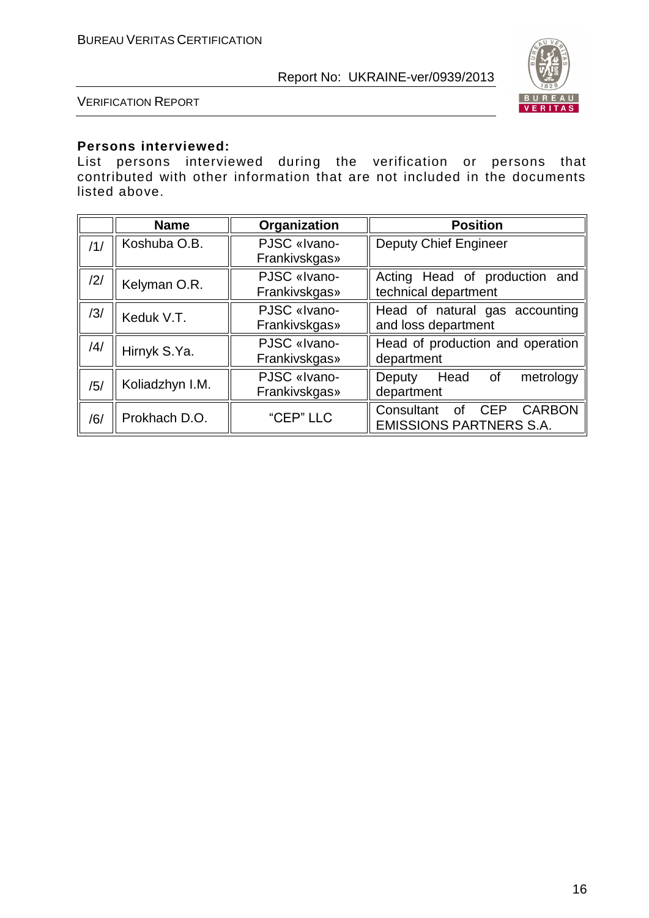**Persons interviewed:**
List persons interviewed during the verification or persons that contributed with other information that are not included in the documents listed above.

| | Name | Organization | Position |
|---|---|---|---|
| /1/ | Koshuba O.B. | PJSC «Ivano-Frankivskgas» | Deputy Chief Engineer |
| /2/ | Kelyman O.R. | PJSC «Ivano-Frankivskgas» | Acting Head of production and technical department |
| /3/ | Keduk V.T. | PJSC «Ivano-Frankivskgas» | Head of natural gas accounting and loss department |
| /4/ | Hirnyk S.Ya. | PJSC «Ivano-Frankivskgas» | Head of production and operation department |
| /5/ | Koliadzhyn I.M. | PJSC «Ivano-Frankivskgas» | Deputy Head of metrology department |
| /6/ | Prokhach D.O. | "CEP" LLC | Consultant of CEP CARBON EMISSIONS PARTNERS S.A. |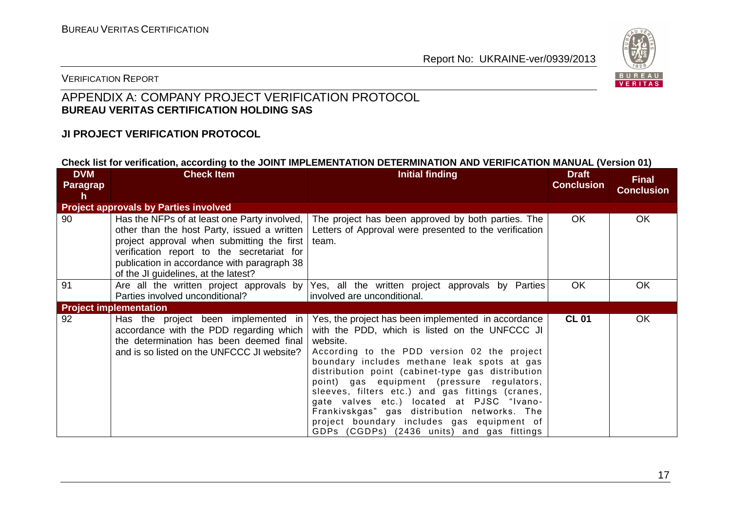## APPENDIX A: COMPANY PROJECT VERIFICATION PROTOCOL
**BUREAU VERITAS CERTIFICATION HOLDING SAS**

**JI PROJECT VERIFICATION PROTOCOL**

**Check list for verification, according to the JOINT IMPLEMENTATION DETERMINATION AND VERIFICATION MANUAL (Version 01)**

| DVM Paragraph | Check Item | Initial finding | Draft Conclusion | Final Conclusion |
|---|---|---|---|---|
| **Project approvals by Parties involved** | | | | |
| 90 | Has the NFPs of at least one Party involved, other than the host Party, issued a written project approval when submitting the first verification report to the secretariat for publication in accordance with paragraph 38 of the JI guidelines, at the latest? | The project has been approved by both parties. The Letters of Approval were presented to the verification team. | OK | OK |
| 91 | Are all the written project approvals by Parties involved unconditional? | Yes, all the written project approvals by Parties involved are unconditional. | OK | OK |
| **Project implementation** | | | | |
| 92 | Has the project been implemented in accordance with the PDD regarding which the determination has been deemed final and is so listed on the UNFCCC JI website? | Yes, the project has been implemented in accordance with the PDD, which is listed on the UNFCCC JI website.<br>According to the PDD version 02 the project boundary includes methane leak spots at gas distribution point (cabinet-type gas distribution point) gas equipment (pressure regulators, sleeves, filters etc.) and gas fittings (cranes, gate valves etc.) located at PJSC "Ivano-Frankivskgas" gas distribution networks. The project boundary includes gas equipment of GDPs (CGDPs) (2436 units) and gas fittings | **CL 01** | OK |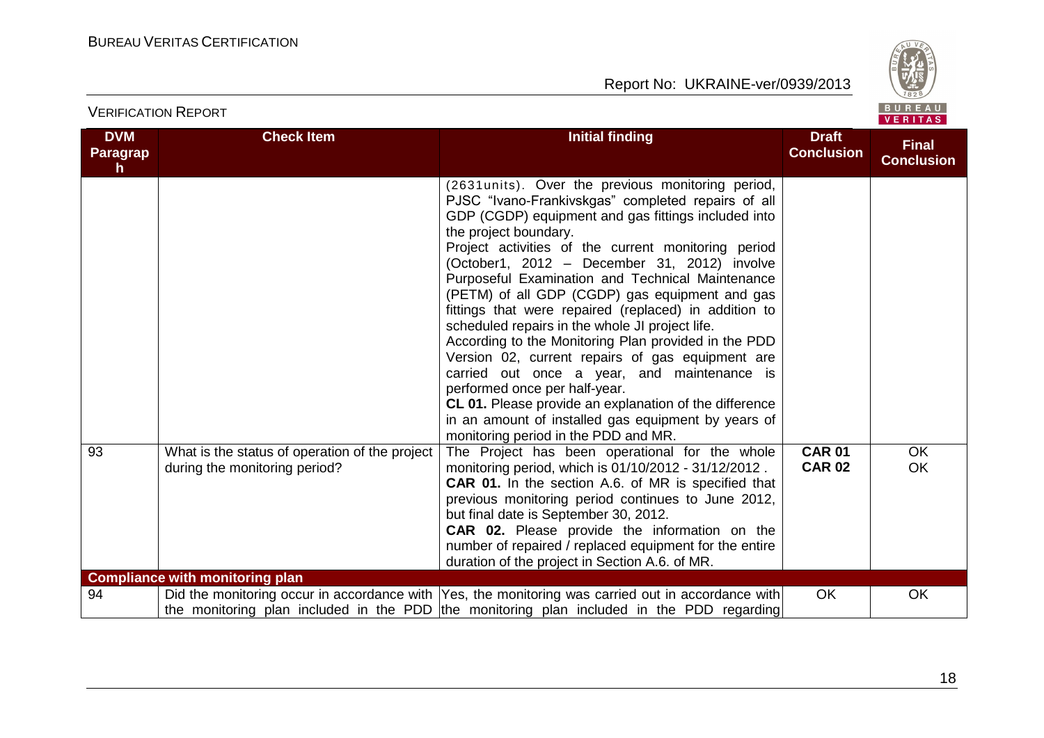| DVM Paragraph | Check Item | Initial finding | Draft Conclusion | Final Conclusion |
|---|---|---|---|---|
| | | (2631units). Over the previous monitoring period, PJSC "Ivano-Frankivskgas" completed repairs of all GDP (CGDP) equipment and gas fittings included into the project boundary.<br>Project activities of the current monitoring period (October1, 2012 – December 31, 2012) involve Purposeful Examination and Technical Maintenance (PETM) of all GDP (CGDP) gas equipment and gas fittings that were repaired (replaced) in addition to scheduled repairs in the whole JI project life.<br>According to the Monitoring Plan provided in the PDD Version 02, current repairs of gas equipment are carried out once a year, and maintenance is performed once per half-year.<br>**CL 01.** Please provide an explanation of the difference in an amount of installed gas equipment by years of monitoring period in the PDD and MR. | | |
| 93 | What is the status of operation of the project during the monitoring period? | The Project has been operational for the whole monitoring period, which is 01/10/2012 - 31/12/2012 .<br>**CAR 01.** In the section A.6. of MR is specified that previous monitoring period continues to June 2012, but final date is September 30, 2012.<br>**CAR 02.** Please provide the information on the number of repaired / replaced equipment for the entire duration of the project in Section A.6. of MR. | **CAR 01**<br>**CAR 02** | OK<br>OK |
| **Compliance with monitoring plan** | | | | |
| 94 | Did the monitoring occur in accordance with the monitoring plan included in the PDD | Yes, the monitoring was carried out in accordance with the monitoring plan included in the PDD regarding | OK | OK |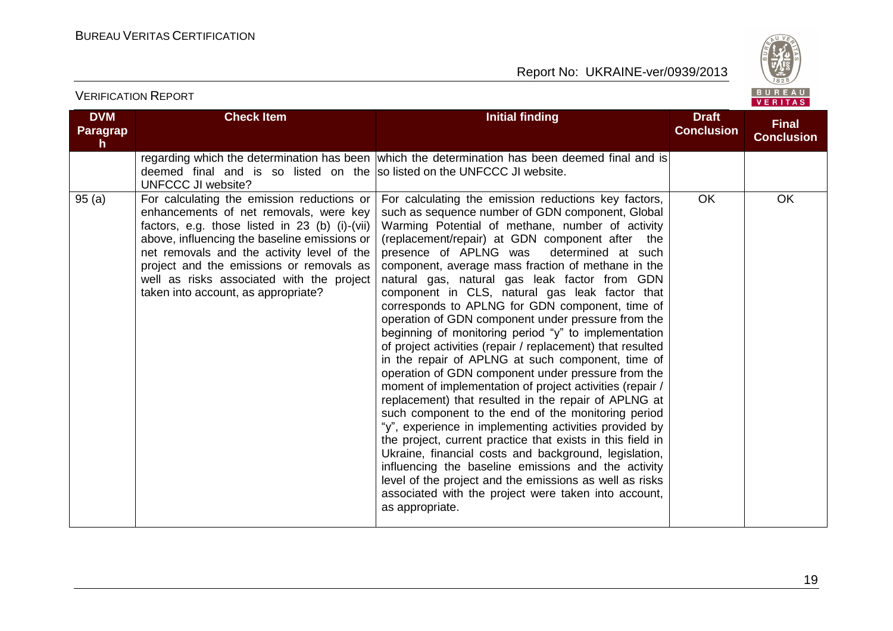| DVM Paragraph | Check Item | Initial finding | Draft Conclusion | Final Conclusion |
|---|---|---|---|---|
| | regarding which the determination has been deemed final and is so listed on the UNFCCC JI website? | which the determination has been deemed final and is so listed on the UNFCCC JI website. | | |
| 95 (a) | For calculating the emission reductions or enhancements of net removals, were key factors, e.g. those listed in 23 (b) (i)-(vii) above, influencing the baseline emissions or net removals and the activity level of the project and the emissions or removals as well as risks associated with the project taken into account, as appropriate? | For calculating the emission reductions key factors, such as sequence number of GDN component, Global Warming Potential of methane, number of activity (replacement/repair) at GDN component after the presence of APLNG was determined at such component, average mass fraction of methane in the natural gas, natural gas leak factor from GDN component in CLS, natural gas leak factor that corresponds to APLNG for GDN component, time of operation of GDN component under pressure from the beginning of monitoring period "y" to implementation of project activities (repair / replacement) that resulted in the repair of APLNG at such component, time of operation of GDN component under pressure from the moment of implementation of project activities (repair / replacement) that resulted in the repair of APLNG at such component to the end of the monitoring period "y", experience in implementing activities provided by the project, current practice that exists in this field in Ukraine, financial costs and background, legislation, influencing the baseline emissions and the activity level of the project and the emissions as well as risks associated with the project were taken into account, as appropriate. | OK | OK |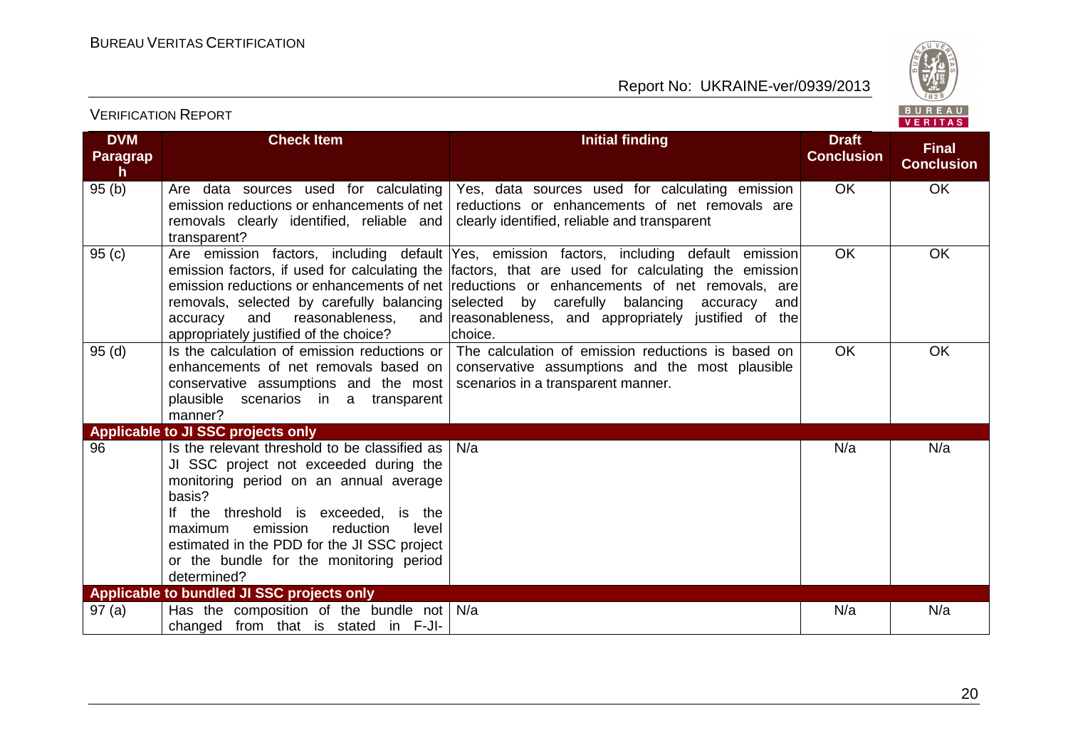| DVM Paragraph | Check Item | Initial finding | Draft Conclusion | Final Conclusion |
|---|---|---|---|---|
| 95 (b) | Are data sources used for calculating emission reductions or enhancements of net removals clearly identified, reliable and transparent? | Yes, data sources used for calculating emission reductions or enhancements of net removals are clearly identified, reliable and transparent | OK | OK |
| 95 (c) | Are emission factors, including default emission factors, if used for calculating the emission reductions or enhancements of net removals, selected by carefully balancing accuracy and reasonableness, and appropriately justified of the choice? | Yes, emission factors, including default emission factors, that are used for calculating the emission reductions or enhancements of net removals, are selected by carefully balancing accuracy and reasonableness, and appropriately justified of the choice. | OK | OK |
| 95 (d) | Is the calculation of emission reductions or enhancements of net removals based on conservative assumptions and the most plausible scenarios in a transparent manner? | The calculation of emission reductions is based on conservative assumptions and the most plausible scenarios in a transparent manner. | OK | OK |
| **Applicable to JI SSC projects only** | | | | |
| 96 | Is the relevant threshold to be classified as JI SSC project not exceeded during the monitoring period on an annual average basis?<br>If the threshold is exceeded, is the maximum emission reduction level estimated in the PDD for the JI SSC project or the bundle for the monitoring period determined? | N/a | N/a | N/a |
| **Applicable to bundled JI SSC projects only** | | | | |
| 97 (a) | Has the composition of the bundle not changed from that is stated in F-JI- | N/a | N/a | N/a |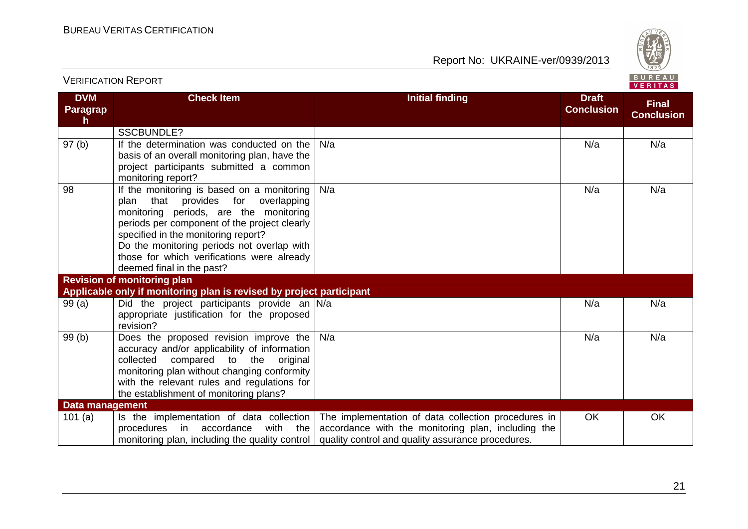| DVM Paragraph | Check Item | Initial finding | Draft Conclusion | Final Conclusion |
|---|---|---|---|---|
| | SSCBUNDLE? | | | |
| 97 (b) | If the determination was conducted on the basis of an overall monitoring plan, have the project participants submitted a common monitoring report? | N/a | N/a | N/a |
| 98 | If the monitoring is based on a monitoring plan that provides for overlapping monitoring periods, are the monitoring periods per component of the project clearly specified in the monitoring report? Do the monitoring periods not overlap with those for which verifications were already deemed final in the past? | N/a | N/a | N/a |
| **Revision of monitoring plan** **Applicable only if monitoring plan is revised by project participant** | | | | |
| 99 (a) | Did the project participants provide an appropriate justification for the proposed revision? | N/a | N/a | N/a |
| 99 (b) | Does the proposed revision improve the accuracy and/or applicability of information collected compared to the original monitoring plan without changing conformity with the relevant rules and regulations for the establishment of monitoring plans? | N/a | N/a | N/a |
| **Data management** | | | | |
| 101 (a) | Is the implementation of data collection procedures in accordance with the monitoring plan, including the quality control | The implementation of data collection procedures in accordance with the monitoring plan, including the quality control and quality assurance procedures. | OK | OK |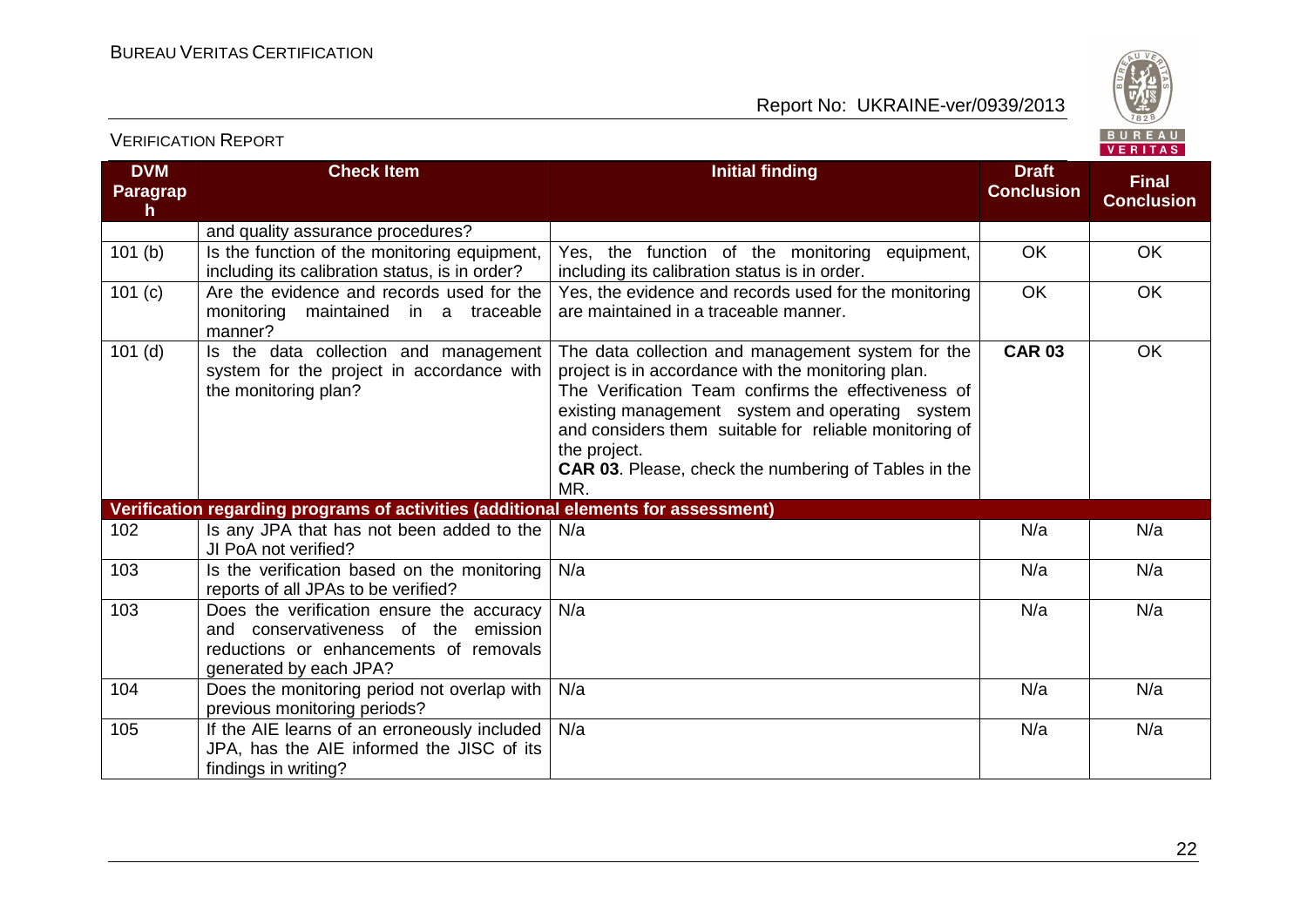VERIFICATION REPORT

| DVM Paragraph | Check Item | Initial finding | Draft Conclusion | Final Conclusion |
|---|---|---|---|---|
| | and quality assurance procedures? | | | |
| 101 (b) | Is the function of the monitoring equipment, including its calibration status, is in order? | Yes, the function of the monitoring equipment, including its calibration status is in order. | OK | OK |
| 101 (c) | Are the evidence and records used for the monitoring maintained in a traceable manner? | Yes, the evidence and records used for the monitoring are maintained in a traceable manner. | OK | OK |
| 101 (d) | Is the data collection and management system for the project in accordance with the monitoring plan? | The data collection and management system for the project is in accordance with the monitoring plan. The Verification Team confirms the effectiveness of existing management system and operating system and considers them suitable for reliable monitoring of the project. **CAR 03**. Please, check the numbering of Tables in the MR. | **CAR 03** | OK |
| **Verification regarding programs of activities (additional elements for assessment)** | | | | |
| 102 | Is any JPA that has not been added to the JI PoA not verified? | N/a | N/a | N/a |
| 103 | Is the verification based on the monitoring reports of all JPAs to be verified? | N/a | N/a | N/a |
| 103 | Does the verification ensure the accuracy and conservativeness of the emission reductions or enhancements of removals generated by each JPA? | N/a | N/a | N/a |
| 104 | Does the monitoring period not overlap with previous monitoring periods? | N/a | N/a | N/a |
| 105 | If the AIE learns of an erroneously included JPA, has the AIE informed the JISC of its findings in writing? | N/a | N/a | N/a |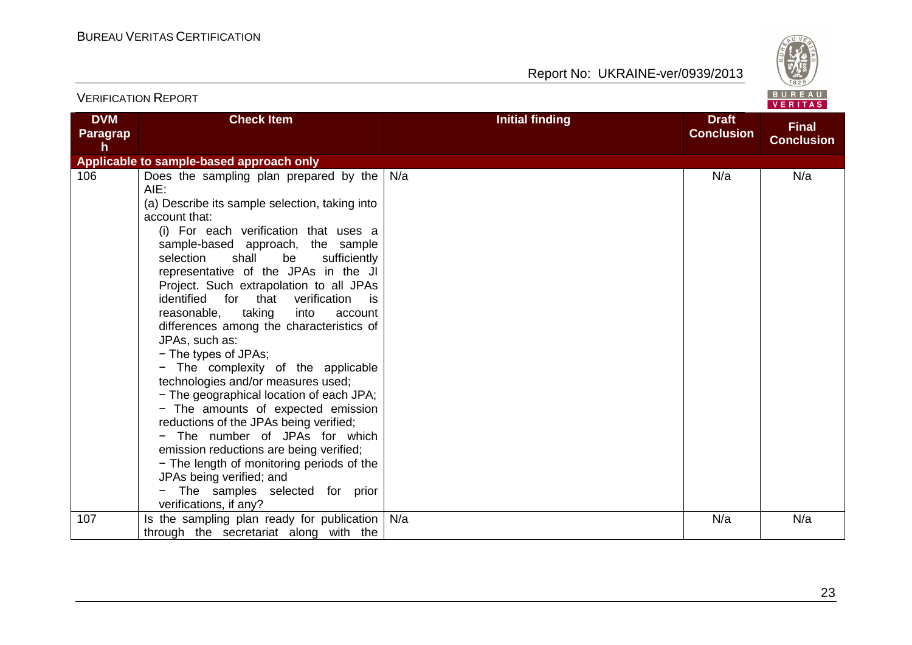| DVM Paragraph | Check Item | Initial finding | Draft Conclusion | Final Conclusion |
|---|---|---|---|---|
| **Applicable to sample-based approach only** | | | | |
| 106 | Does the sampling plan prepared by the AIE:<br>(a) Describe its sample selection, taking into account that:<br>(i) For each verification that uses a sample-based approach, the sample selection shall be sufficiently representative of the JPAs in the JI Project. Such extrapolation to all JPAs identified for that verification is reasonable, taking into account differences among the characteristics of JPAs, such as:<br>− The types of JPAs;<br>− The complexity of the applicable technologies and/or measures used;<br>− The geographical location of each JPA;<br>− The amounts of expected emission reductions of the JPAs being verified;<br>− The number of JPAs for which emission reductions are being verified;<br>− The length of monitoring periods of the JPAs being verified; and<br>− The samples selected for prior verifications, if any? | N/a | N/a | N/a |
| 107 | Is the sampling plan ready for publication through the secretariat along with the | N/a | N/a | N/a |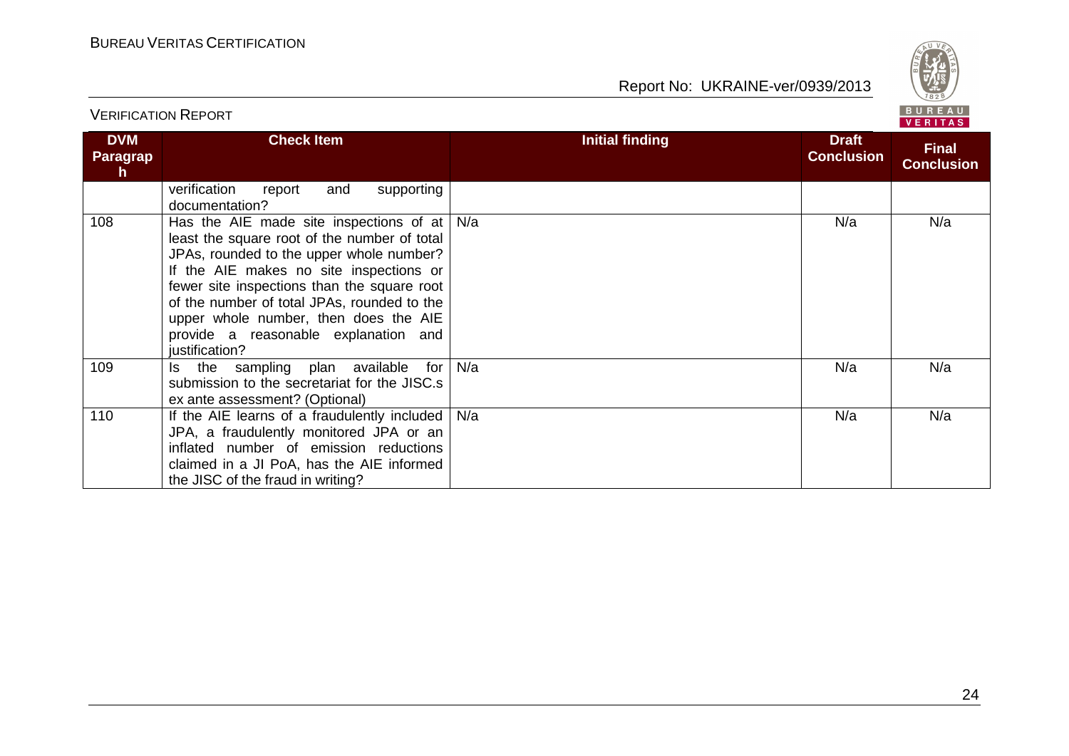| DVM Paragraph | Check Item | Initial finding | Draft Conclusion | Final Conclusion |
|---|---|---|---|---|
| | verification report and supporting documentation? | | | |
| 108 | Has the AIE made site inspections of at least the square root of the number of total JPAs, rounded to the upper whole number? If the AIE makes no site inspections or fewer site inspections than the square root of the number of total JPAs, rounded to the upper whole number, then does the AIE provide a reasonable explanation and justification? | N/a | N/a | N/a |
| 109 | Is the sampling plan available for submission to the secretariat for the JISC.s ex ante assessment? (Optional) | N/a | N/a | N/a |
| 110 | If the AIE learns of a fraudulently included JPA, a fraudulently monitored JPA or an inflated number of emission reductions claimed in a JI PoA, has the AIE informed the JISC of the fraud in writing? | N/a | N/a | N/a |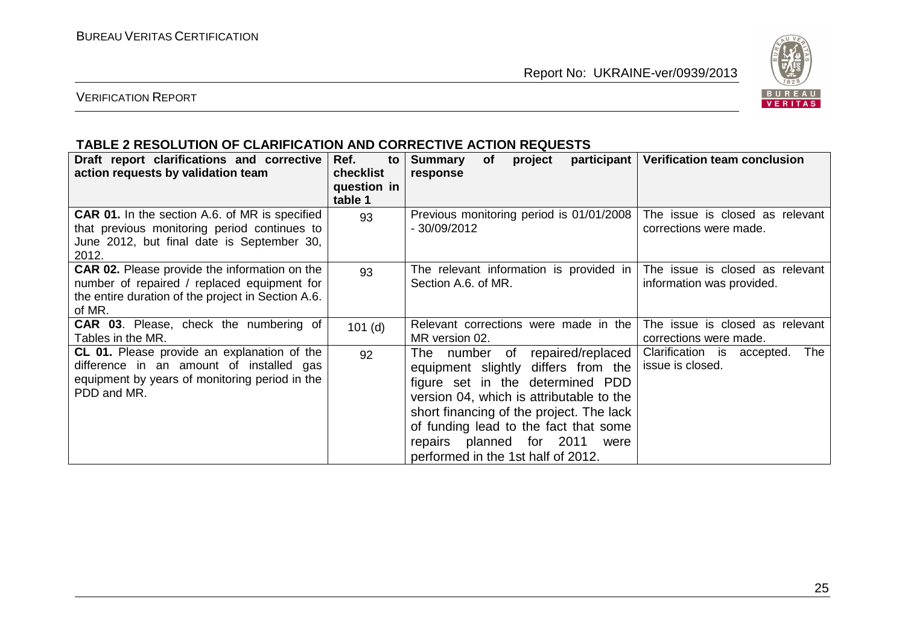**TABLE 2 RESOLUTION OF CLARIFICATION AND CORRECTIVE ACTION REQUESTS**

| Draft report clarifications and corrective action requests by validation team | Ref. to checklist question in table 1 | Summary of project participant response | Verification team conclusion |
|---|---|---|---|
| **CAR 01.** In the section A.6. of MR is specified that previous monitoring period continues to June 2012, but final date is September 30, 2012. | 93 | Previous monitoring period is 01/01/2008 - 30/09/2012 | The issue is closed as relevant corrections were made. |
| **CAR 02.** Please provide the information on the number of repaired / replaced equipment for the entire duration of the project in Section A.6. of MR. | 93 | The relevant information is provided in Section A.6. of MR. | The issue is closed as relevant information was provided. |
| **CAR 03**. Please, check the numbering of Tables in the MR. | 101 (d) | Relevant corrections were made in the MR version 02. | The issue is closed as relevant corrections were made. |
| **CL 01.** Please provide an explanation of the difference in an amount of installed gas equipment by years of monitoring period in the PDD and MR. | 92 | The number of repaired/replaced equipment slightly differs from the figure set in the determined PDD version 04, which is attributable to the short financing of the project. The lack of funding lead to the fact that some repairs planned for 2011 were performed in the 1st half of 2012. | Clarification is accepted. The issue is closed. |